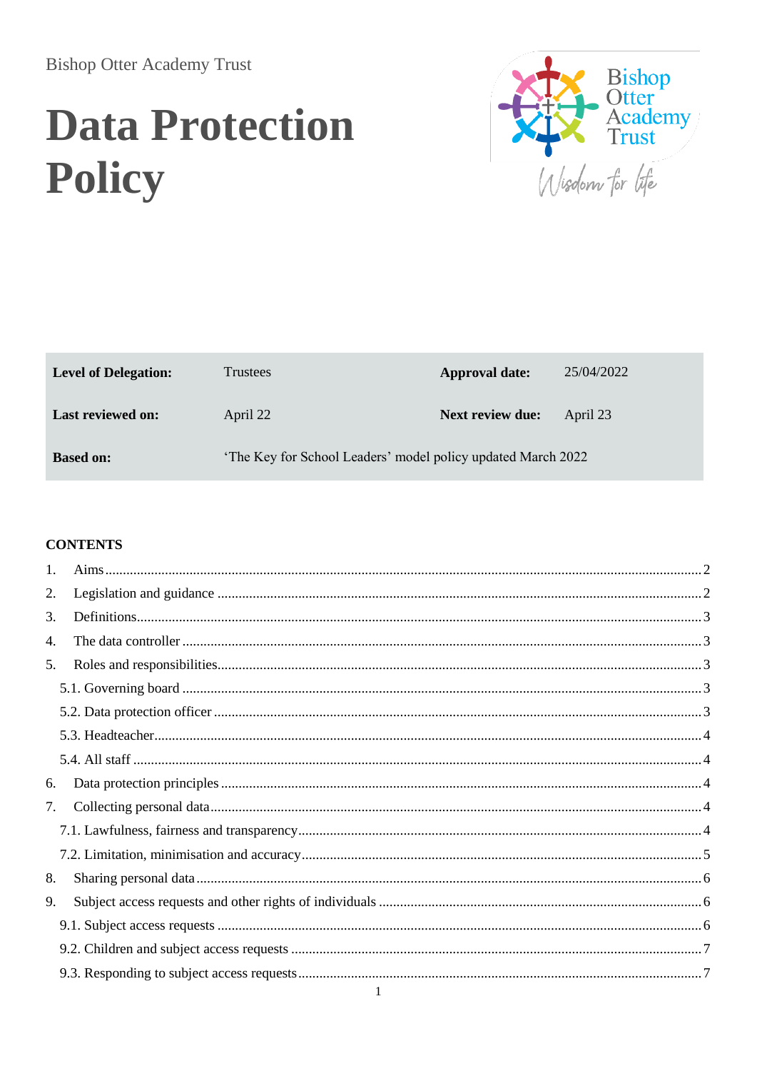Bishop Otter Academy Trust

# Data Protection Policy

| **Level of Delegation:** | Trustees | **Approval date:** | 25/04/2022 |
| --- | --- | --- | --- |
| **Last reviewed on:** | April 22 | **Next review due:** | April 23 |
| **Based on:** | 'The Key for School Leaders' model policy updated March 2022 | | |

**CONTENTS**

1. Aims ..... 2
2. Legislation and guidance ..... 2
3. Definitions ..... 3
4. The data controller ..... 3
5. Roles and responsibilities ..... 3
   - 5.1. Governing board ..... 3
   - 5.2. Data protection officer ..... 3
   - 5.3. Headteacher ..... 4
   - 5.4. All staff ..... 4
6. Data protection principles ..... 4
7. Collecting personal data ..... 4
   - 7.1. Lawfulness, fairness and transparency ..... 4
   - 7.2. Limitation, minimisation and accuracy ..... 5
8. Sharing personal data ..... 6
9. Subject access requests and other rights of individuals ..... 6
   - 9.1. Subject access requests ..... 6
   - 9.2. Children and subject access requests ..... 7
   - 9.3. Responding to subject access requests ..... 7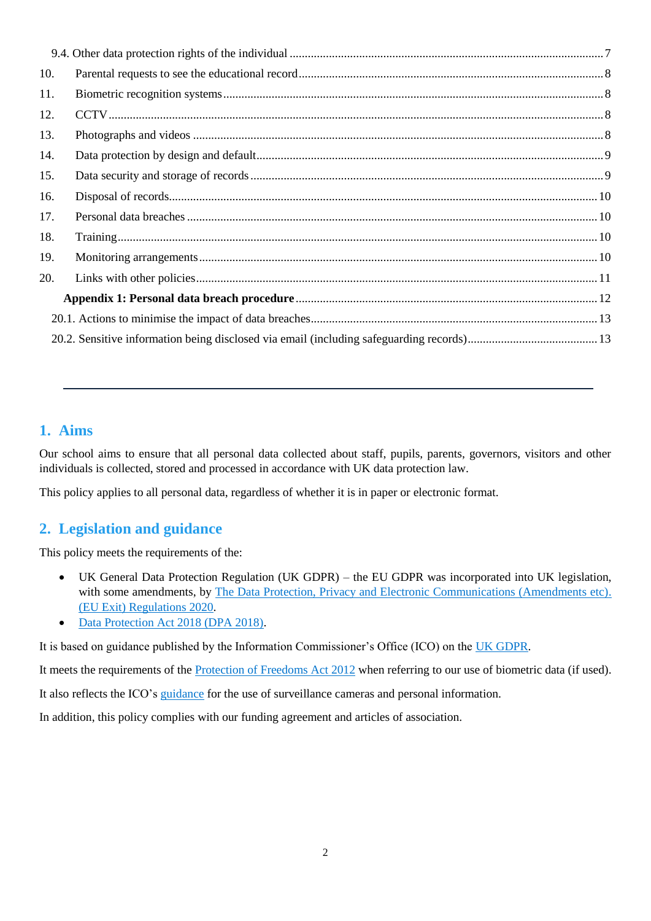9.4. Other data protection rights of the individual ..... 7

10. Parental requests to see the educational record ..... 8

11. Biometric recognition systems ..... 8

12. CCTV ..... 8

13. Photographs and videos ..... 8

14. Data protection by design and default ..... 9

15. Data security and storage of records ..... 9

16. Disposal of records ..... 10

17. Personal data breaches ..... 10

18. Training ..... 10

19. Monitoring arrangements ..... 10

20. Links with other policies ..... 11

**Appendix 1: Personal data breach procedure** ..... 12

20.1. Actions to minimise the impact of data breaches ..... 13

20.2. Sensitive information being disclosed via email (including safeguarding records) ..... 13

---

## 1. Aims

Our school aims to ensure that all personal data collected about staff, pupils, parents, governors, visitors and other individuals is collected, stored and processed in accordance with UK data protection law.

This policy applies to all personal data, regardless of whether it is in paper or electronic format.

## 2. Legislation and guidance

This policy meets the requirements of the:

- UK General Data Protection Regulation (UK GDPR) – the EU GDPR was incorporated into UK legislation, with some amendments, by The Data Protection, Privacy and Electronic Communications (Amendments etc). (EU Exit) Regulations 2020.
- Data Protection Act 2018 (DPA 2018).

It is based on guidance published by the Information Commissioner's Office (ICO) on the UK GDPR.

It meets the requirements of the Protection of Freedoms Act 2012 when referring to our use of biometric data (if used).

It also reflects the ICO's guidance for the use of surveillance cameras and personal information.

In addition, this policy complies with our funding agreement and articles of association.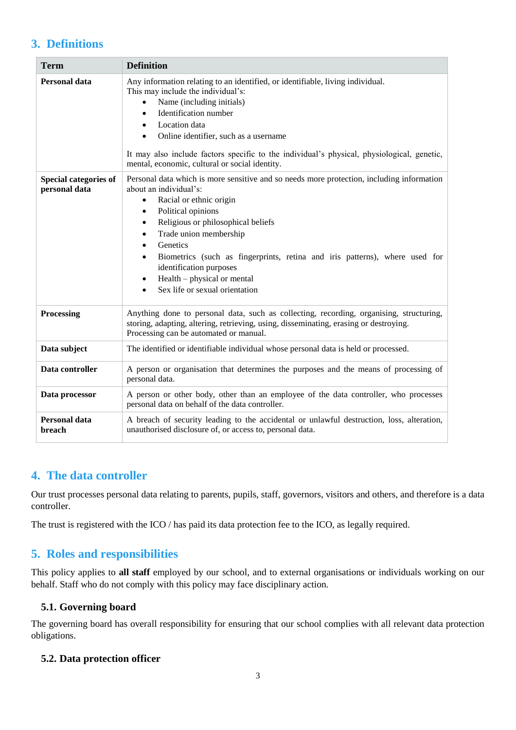## 3. Definitions

| Term | Definition |
| --- | --- |
| **Personal data** | Any information relating to an identified, or identifiable, living individual.<br>This may include the individual's:<br>• Name (including initials)<br>• Identification number<br>• Location data<br>• Online identifier, such as a username<br><br>It may also include factors specific to the individual's physical, physiological, genetic, mental, economic, cultural or social identity. |
| **Special categories of personal data** | Personal data which is more sensitive and so needs more protection, including information about an individual's:<br>• Racial or ethnic origin<br>• Political opinions<br>• Religious or philosophical beliefs<br>• Trade union membership<br>• Genetics<br>• Biometrics (such as fingerprints, retina and iris patterns), where used for identification purposes<br>• Health – physical or mental<br>• Sex life or sexual orientation |
| **Processing** | Anything done to personal data, such as collecting, recording, organising, structuring, storing, adapting, altering, retrieving, using, disseminating, erasing or destroying.<br>Processing can be automated or manual. |
| **Data subject** | The identified or identifiable individual whose personal data is held or processed. |
| **Data controller** | A person or organisation that determines the purposes and the means of processing of personal data. |
| **Data processor** | A person or other body, other than an employee of the data controller, who processes personal data on behalf of the data controller. |
| **Personal data breach** | A breach of security leading to the accidental or unlawful destruction, loss, alteration, unauthorised disclosure of, or access to, personal data. |

## 4. The data controller

Our trust processes personal data relating to parents, pupils, staff, governors, visitors and others, and therefore is a data controller.

The trust is registered with the ICO / has paid its data protection fee to the ICO, as legally required.

## 5. Roles and responsibilities

This policy applies to **all staff** employed by our school, and to external organisations or individuals working on our behalf. Staff who do not comply with this policy may face disciplinary action.

### 5.1. Governing board

The governing board has overall responsibility for ensuring that our school complies with all relevant data protection obligations.

### 5.2. Data protection officer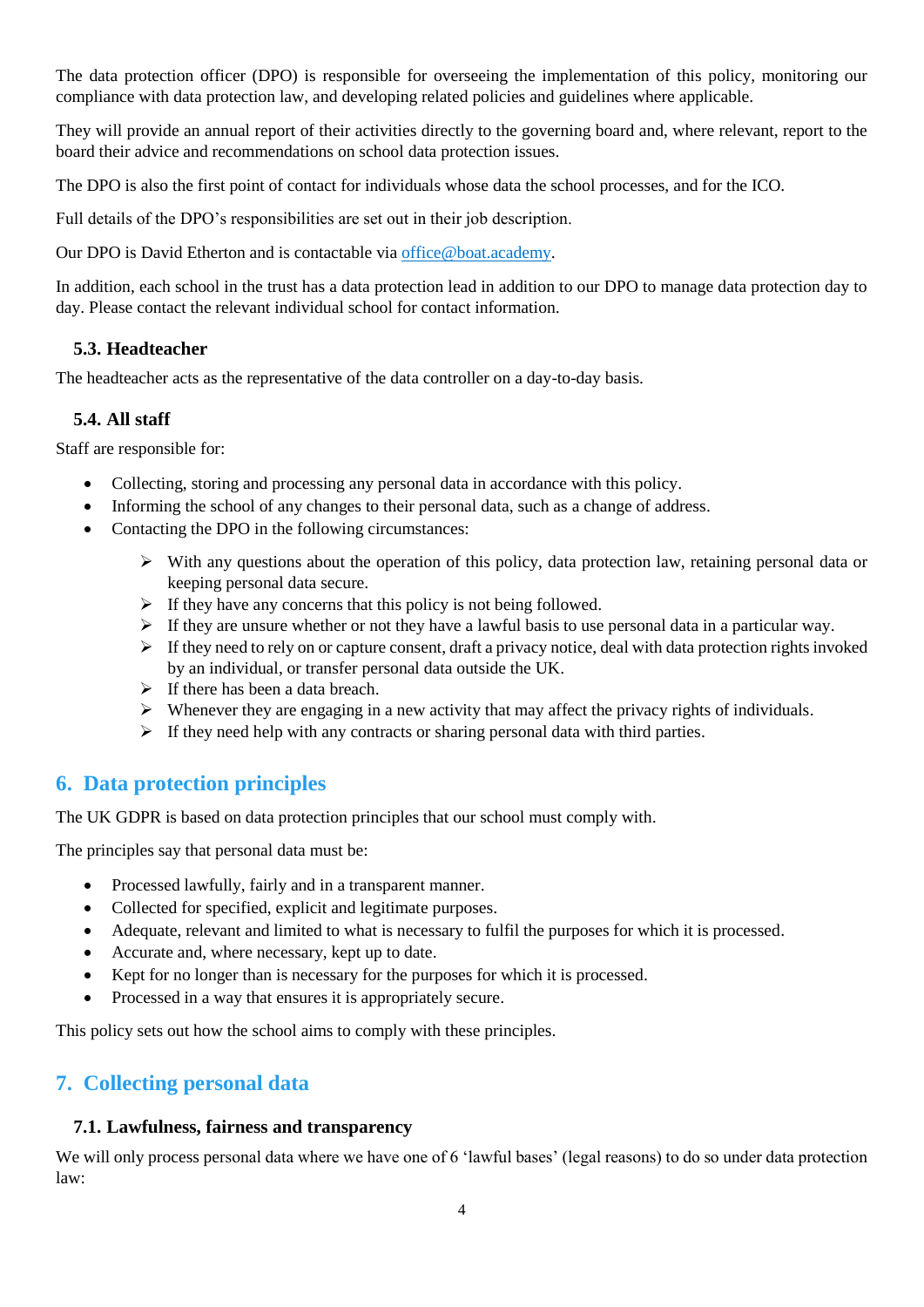The data protection officer (DPO) is responsible for overseeing the implementation of this policy, monitoring our compliance with data protection law, and developing related policies and guidelines where applicable.

They will provide an annual report of their activities directly to the governing board and, where relevant, report to the board their advice and recommendations on school data protection issues.

The DPO is also the first point of contact for individuals whose data the school processes, and for the ICO.

Full details of the DPO's responsibilities are set out in their job description.

Our DPO is David Etherton and is contactable via [office@boat.academy](mailto:office@boat.academy).

In addition, each school in the trust has a data protection lead in addition to our DPO to manage data protection day to day. Please contact the relevant individual school for contact information.

### 5.3. Headteacher

The headteacher acts as the representative of the data controller on a day-to-day basis.

### 5.4. All staff

Staff are responsible for:

- Collecting, storing and processing any personal data in accordance with this policy.
- Informing the school of any changes to their personal data, such as a change of address.
- Contacting the DPO in the following circumstances:
  - With any questions about the operation of this policy, data protection law, retaining personal data or keeping personal data secure.
  - If they have any concerns that this policy is not being followed.
  - If they are unsure whether or not they have a lawful basis to use personal data in a particular way.
  - If they need to rely on or capture consent, draft a privacy notice, deal with data protection rights invoked by an individual, or transfer personal data outside the UK.
  - If there has been a data breach.
  - Whenever they are engaging in a new activity that may affect the privacy rights of individuals.
  - If they need help with any contracts or sharing personal data with third parties.

## 6. Data protection principles

The UK GDPR is based on data protection principles that our school must comply with.

The principles say that personal data must be:

- Processed lawfully, fairly and in a transparent manner.
- Collected for specified, explicit and legitimate purposes.
- Adequate, relevant and limited to what is necessary to fulfil the purposes for which it is processed.
- Accurate and, where necessary, kept up to date.
- Kept for no longer than is necessary for the purposes for which it is processed.
- Processed in a way that ensures it is appropriately secure.

This policy sets out how the school aims to comply with these principles.

## 7. Collecting personal data

### 7.1. Lawfulness, fairness and transparency

We will only process personal data where we have one of 6 'lawful bases' (legal reasons) to do so under data protection law: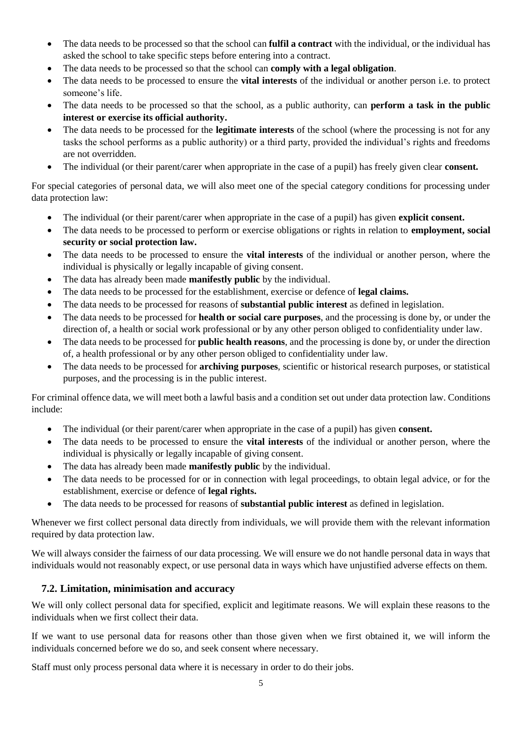- The data needs to be processed so that the school can **fulfil a contract** with the individual, or the individual has asked the school to take specific steps before entering into a contract.
- The data needs to be processed so that the school can **comply with a legal obligation**.
- The data needs to be processed to ensure the **vital interests** of the individual or another person i.e. to protect someone's life.
- The data needs to be processed so that the school, as a public authority, can **perform a task in the public interest or exercise its official authority.**
- The data needs to be processed for the **legitimate interests** of the school (where the processing is not for any tasks the school performs as a public authority) or a third party, provided the individual's rights and freedoms are not overridden.
- The individual (or their parent/carer when appropriate in the case of a pupil) has freely given clear **consent.**

For special categories of personal data, we will also meet one of the special category conditions for processing under data protection law:

- The individual (or their parent/carer when appropriate in the case of a pupil) has given **explicit consent.**
- The data needs to be processed to perform or exercise obligations or rights in relation to **employment, social security or social protection law.**
- The data needs to be processed to ensure the **vital interests** of the individual or another person, where the individual is physically or legally incapable of giving consent.
- The data has already been made **manifestly public** by the individual.
- The data needs to be processed for the establishment, exercise or defence of **legal claims.**
- The data needs to be processed for reasons of **substantial public interest** as defined in legislation.
- The data needs to be processed for **health or social care purposes**, and the processing is done by, or under the direction of, a health or social work professional or by any other person obliged to confidentiality under law.
- The data needs to be processed for **public health reasons**, and the processing is done by, or under the direction of, a health professional or by any other person obliged to confidentiality under law.
- The data needs to be processed for **archiving purposes**, scientific or historical research purposes, or statistical purposes, and the processing is in the public interest.

For criminal offence data, we will meet both a lawful basis and a condition set out under data protection law. Conditions include:

- The individual (or their parent/carer when appropriate in the case of a pupil) has given **consent.**
- The data needs to be processed to ensure the **vital interests** of the individual or another person, where the individual is physically or legally incapable of giving consent.
- The data has already been made **manifestly public** by the individual.
- The data needs to be processed for or in connection with legal proceedings, to obtain legal advice, or for the establishment, exercise or defence of **legal rights.**
- The data needs to be processed for reasons of **substantial public interest** as defined in legislation.

Whenever we first collect personal data directly from individuals, we will provide them with the relevant information required by data protection law.

We will always consider the fairness of our data processing. We will ensure we do not handle personal data in ways that individuals would not reasonably expect, or use personal data in ways which have unjustified adverse effects on them.

### 7.2. Limitation, minimisation and accuracy

We will only collect personal data for specified, explicit and legitimate reasons. We will explain these reasons to the individuals when we first collect their data.

If we want to use personal data for reasons other than those given when we first obtained it, we will inform the individuals concerned before we do so, and seek consent where necessary.

Staff must only process personal data where it is necessary in order to do their jobs.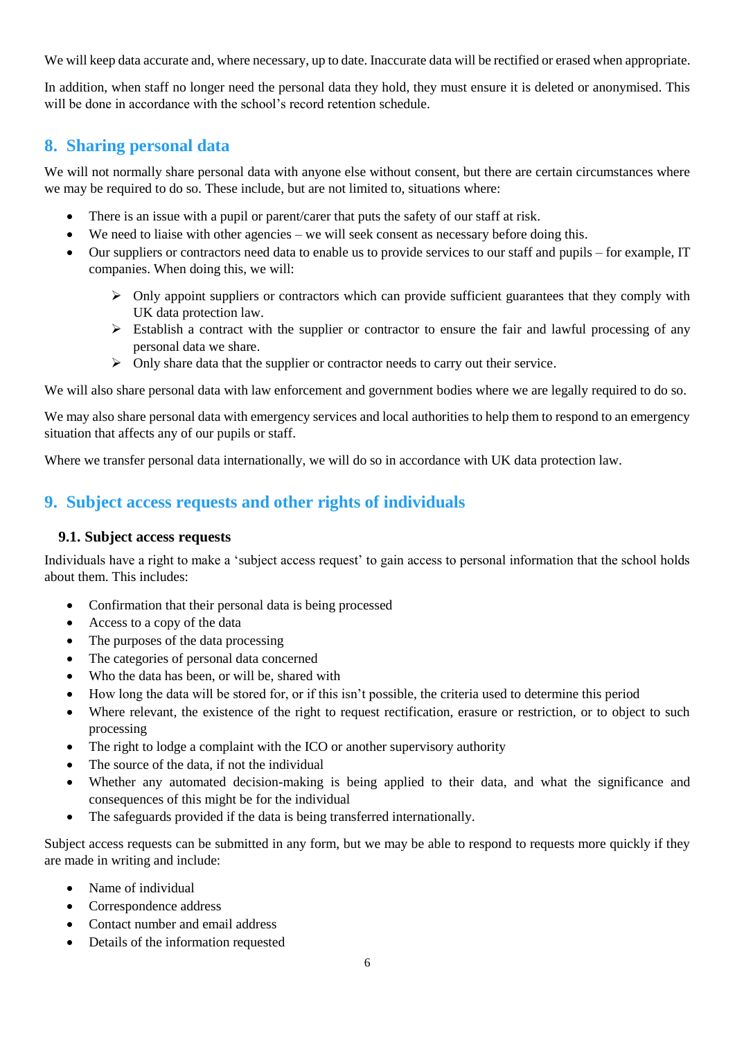We will keep data accurate and, where necessary, up to date. Inaccurate data will be rectified or erased when appropriate.

In addition, when staff no longer need the personal data they hold, they must ensure it is deleted or anonymised. This will be done in accordance with the school's record retention schedule.

## 8. Sharing personal data

We will not normally share personal data with anyone else without consent, but there are certain circumstances where we may be required to do so. These include, but are not limited to, situations where:

- There is an issue with a pupil or parent/carer that puts the safety of our staff at risk.
- We need to liaise with other agencies – we will seek consent as necessary before doing this.
- Our suppliers or contractors need data to enable us to provide services to our staff and pupils – for example, IT companies. When doing this, we will:
  - Only appoint suppliers or contractors which can provide sufficient guarantees that they comply with UK data protection law.
  - Establish a contract with the supplier or contractor to ensure the fair and lawful processing of any personal data we share.
  - Only share data that the supplier or contractor needs to carry out their service.

We will also share personal data with law enforcement and government bodies where we are legally required to do so.

We may also share personal data with emergency services and local authorities to help them to respond to an emergency situation that affects any of our pupils or staff.

Where we transfer personal data internationally, we will do so in accordance with UK data protection law.

## 9. Subject access requests and other rights of individuals

### 9.1. Subject access requests

Individuals have a right to make a 'subject access request' to gain access to personal information that the school holds about them. This includes:

- Confirmation that their personal data is being processed
- Access to a copy of the data
- The purposes of the data processing
- The categories of personal data concerned
- Who the data has been, or will be, shared with
- How long the data will be stored for, or if this isn't possible, the criteria used to determine this period
- Where relevant, the existence of the right to request rectification, erasure or restriction, or to object to such processing
- The right to lodge a complaint with the ICO or another supervisory authority
- The source of the data, if not the individual
- Whether any automated decision-making is being applied to their data, and what the significance and consequences of this might be for the individual
- The safeguards provided if the data is being transferred internationally.

Subject access requests can be submitted in any form, but we may be able to respond to requests more quickly if they are made in writing and include:

- Name of individual
- Correspondence address
- Contact number and email address
- Details of the information requested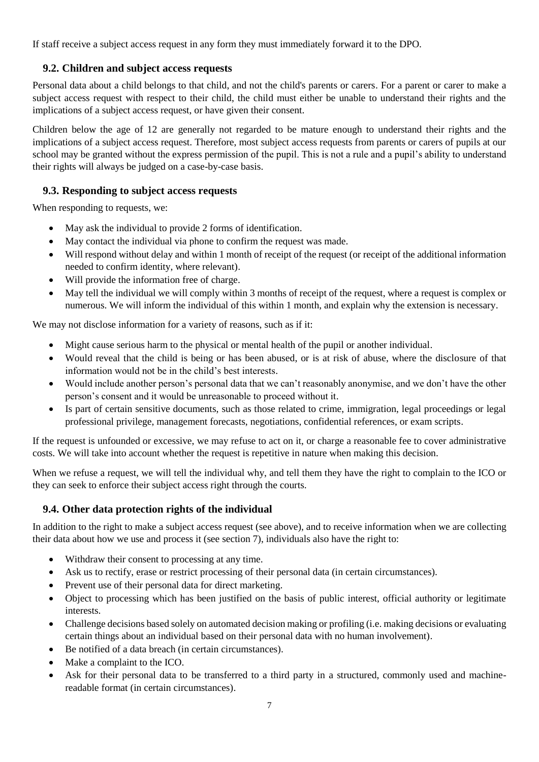If staff receive a subject access request in any form they must immediately forward it to the DPO.

### 9.2. Children and subject access requests

Personal data about a child belongs to that child, and not the child's parents or carers. For a parent or carer to make a subject access request with respect to their child, the child must either be unable to understand their rights and the implications of a subject access request, or have given their consent.

Children below the age of 12 are generally not regarded to be mature enough to understand their rights and the implications of a subject access request. Therefore, most subject access requests from parents or carers of pupils at our school may be granted without the express permission of the pupil. This is not a rule and a pupil's ability to understand their rights will always be judged on a case-by-case basis.

### 9.3. Responding to subject access requests

When responding to requests, we:

- May ask the individual to provide 2 forms of identification.
- May contact the individual via phone to confirm the request was made.
- Will respond without delay and within 1 month of receipt of the request (or receipt of the additional information needed to confirm identity, where relevant).
- Will provide the information free of charge.
- May tell the individual we will comply within 3 months of receipt of the request, where a request is complex or numerous. We will inform the individual of this within 1 month, and explain why the extension is necessary.

We may not disclose information for a variety of reasons, such as if it:

- Might cause serious harm to the physical or mental health of the pupil or another individual.
- Would reveal that the child is being or has been abused, or is at risk of abuse, where the disclosure of that information would not be in the child's best interests.
- Would include another person's personal data that we can't reasonably anonymise, and we don't have the other person's consent and it would be unreasonable to proceed without it.
- Is part of certain sensitive documents, such as those related to crime, immigration, legal proceedings or legal professional privilege, management forecasts, negotiations, confidential references, or exam scripts.

If the request is unfounded or excessive, we may refuse to act on it, or charge a reasonable fee to cover administrative costs. We will take into account whether the request is repetitive in nature when making this decision.

When we refuse a request, we will tell the individual why, and tell them they have the right to complain to the ICO or they can seek to enforce their subject access right through the courts.

### 9.4. Other data protection rights of the individual

In addition to the right to make a subject access request (see above), and to receive information when we are collecting their data about how we use and process it (see section 7), individuals also have the right to:

- Withdraw their consent to processing at any time.
- Ask us to rectify, erase or restrict processing of their personal data (in certain circumstances).
- Prevent use of their personal data for direct marketing.
- Object to processing which has been justified on the basis of public interest, official authority or legitimate interests.
- Challenge decisions based solely on automated decision making or profiling (i.e. making decisions or evaluating certain things about an individual based on their personal data with no human involvement).
- Be notified of a data breach (in certain circumstances).
- Make a complaint to the ICO.
- Ask for their personal data to be transferred to a third party in a structured, commonly used and machine-readable format (in certain circumstances).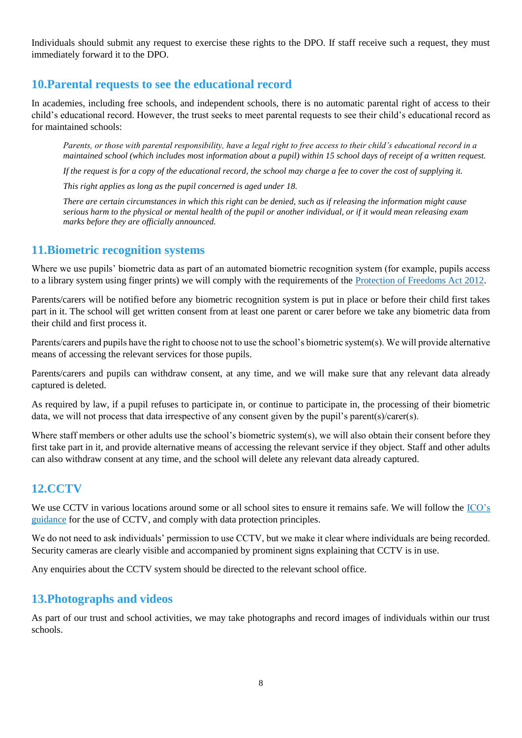Individuals should submit any request to exercise these rights to the DPO. If staff receive such a request, they must immediately forward it to the DPO.

## 10. Parental requests to see the educational record

In academies, including free schools, and independent schools, there is no automatic parental right of access to their child's educational record. However, the trust seeks to meet parental requests to see their child's educational record as for maintained schools:

> *Parents, or those with parental responsibility, have a legal right to free access to their child's educational record in a maintained school (which includes most information about a pupil) within 15 school days of receipt of a written request.*
>
> *If the request is for a copy of the educational record, the school may charge a fee to cover the cost of supplying it.*
>
> *This right applies as long as the pupil concerned is aged under 18.*
>
> *There are certain circumstances in which this right can be denied, such as if releasing the information might cause serious harm to the physical or mental health of the pupil or another individual, or if it would mean releasing exam marks before they are officially announced.*

## 11. Biometric recognition systems

Where we use pupils' biometric data as part of an automated biometric recognition system (for example, pupils access to a library system using finger prints) we will comply with the requirements of the [Protection of Freedoms Act 2012]().

Parents/carers will be notified before any biometric recognition system is put in place or before their child first takes part in it. The school will get written consent from at least one parent or carer before we take any biometric data from their child and first process it.

Parents/carers and pupils have the right to choose not to use the school's biometric system(s). We will provide alternative means of accessing the relevant services for those pupils.

Parents/carers and pupils can withdraw consent, at any time, and we will make sure that any relevant data already captured is deleted.

As required by law, if a pupil refuses to participate in, or continue to participate in, the processing of their biometric data, we will not process that data irrespective of any consent given by the pupil's parent(s)/carer(s).

Where staff members or other adults use the school's biometric system(s), we will also obtain their consent before they first take part in it, and provide alternative means of accessing the relevant service if they object. Staff and other adults can also withdraw consent at any time, and the school will delete any relevant data already captured.

## 12. CCTV

We use CCTV in various locations around some or all school sites to ensure it remains safe. We will follow the [ICO's guidance]() for the use of CCTV, and comply with data protection principles.

We do not need to ask individuals' permission to use CCTV, but we make it clear where individuals are being recorded. Security cameras are clearly visible and accompanied by prominent signs explaining that CCTV is in use.

Any enquiries about the CCTV system should be directed to the relevant school office.

## 13. Photographs and videos

As part of our trust and school activities, we may take photographs and record images of individuals within our trust schools.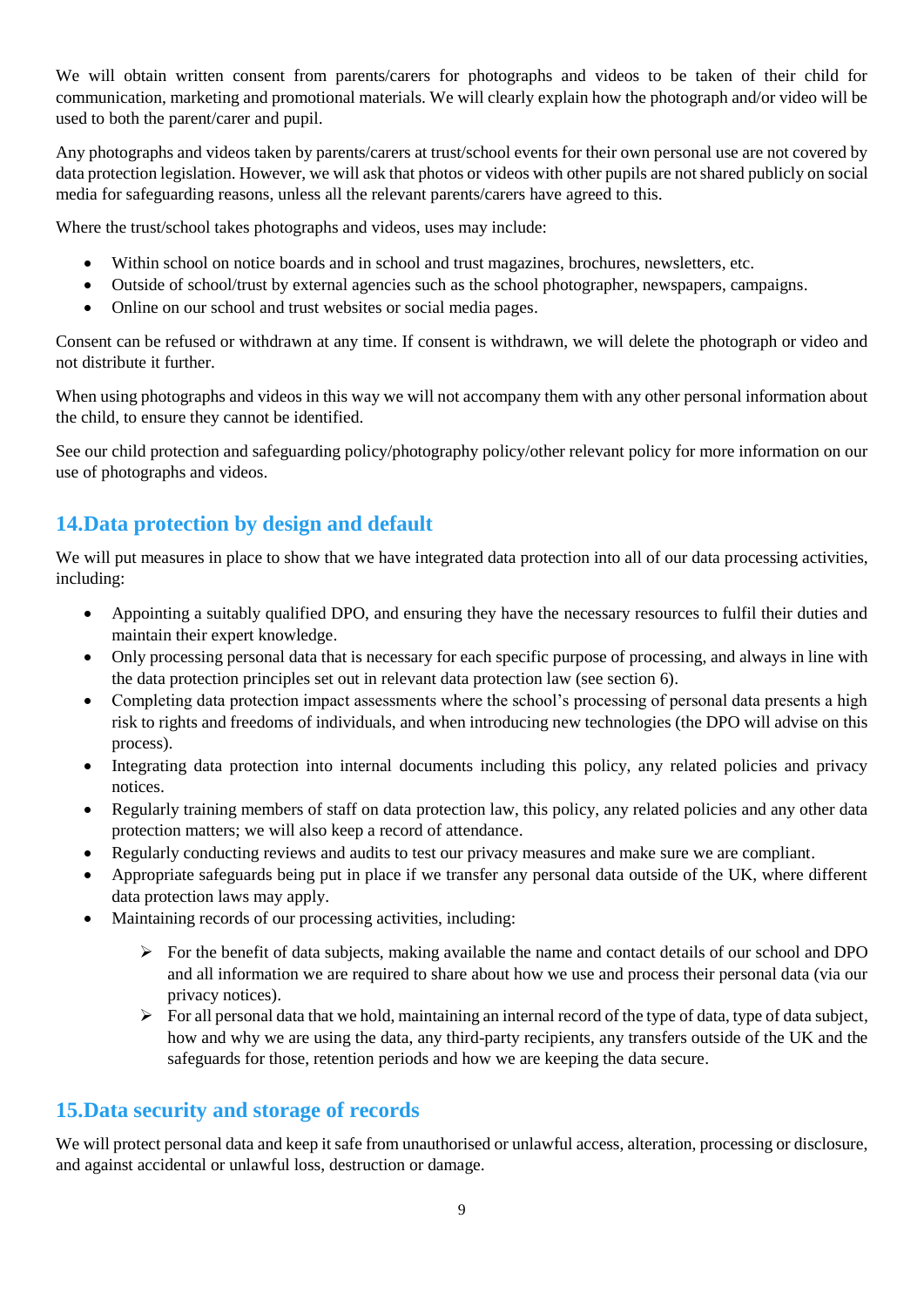We will obtain written consent from parents/carers for photographs and videos to be taken of their child for communication, marketing and promotional materials. We will clearly explain how the photograph and/or video will be used to both the parent/carer and pupil.

Any photographs and videos taken by parents/carers at trust/school events for their own personal use are not covered by data protection legislation. However, we will ask that photos or videos with other pupils are not shared publicly on social media for safeguarding reasons, unless all the relevant parents/carers have agreed to this.

Where the trust/school takes photographs and videos, uses may include:

- Within school on notice boards and in school and trust magazines, brochures, newsletters, etc.
- Outside of school/trust by external agencies such as the school photographer, newspapers, campaigns.
- Online on our school and trust websites or social media pages.

Consent can be refused or withdrawn at any time. If consent is withdrawn, we will delete the photograph or video and not distribute it further.

When using photographs and videos in this way we will not accompany them with any other personal information about the child, to ensure they cannot be identified.

See our child protection and safeguarding policy/photography policy/other relevant policy for more information on our use of photographs and videos.

## 14. Data protection by design and default

We will put measures in place to show that we have integrated data protection into all of our data processing activities, including:

- Appointing a suitably qualified DPO, and ensuring they have the necessary resources to fulfil their duties and maintain their expert knowledge.
- Only processing personal data that is necessary for each specific purpose of processing, and always in line with the data protection principles set out in relevant data protection law (see section 6).
- Completing data protection impact assessments where the school's processing of personal data presents a high risk to rights and freedoms of individuals, and when introducing new technologies (the DPO will advise on this process).
- Integrating data protection into internal documents including this policy, any related policies and privacy notices.
- Regularly training members of staff on data protection law, this policy, any related policies and any other data protection matters; we will also keep a record of attendance.
- Regularly conducting reviews and audits to test our privacy measures and make sure we are compliant.
- Appropriate safeguards being put in place if we transfer any personal data outside of the UK, where different data protection laws may apply.
- Maintaining records of our processing activities, including:
  - For the benefit of data subjects, making available the name and contact details of our school and DPO and all information we are required to share about how we use and process their personal data (via our privacy notices).
  - For all personal data that we hold, maintaining an internal record of the type of data, type of data subject, how and why we are using the data, any third-party recipients, any transfers outside of the UK and the safeguards for those, retention periods and how we are keeping the data secure.

## 15. Data security and storage of records

We will protect personal data and keep it safe from unauthorised or unlawful access, alteration, processing or disclosure, and against accidental or unlawful loss, destruction or damage.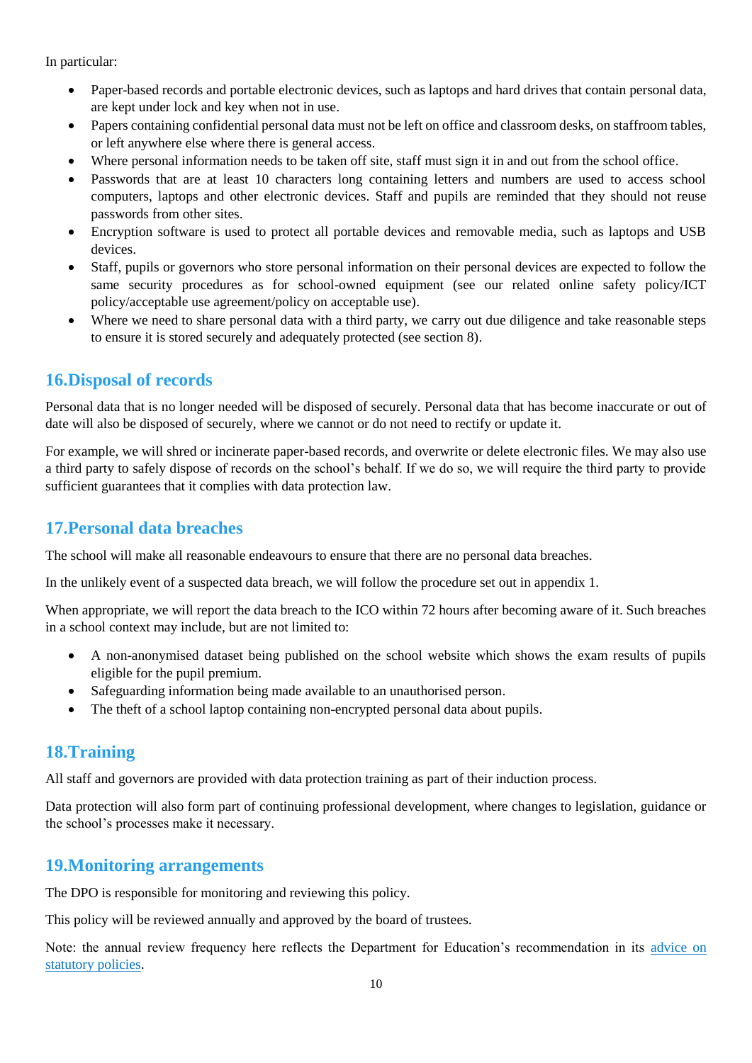In particular:

- Paper-based records and portable electronic devices, such as laptops and hard drives that contain personal data, are kept under lock and key when not in use.
- Papers containing confidential personal data must not be left on office and classroom desks, on staffroom tables, or left anywhere else where there is general access.
- Where personal information needs to be taken off site, staff must sign it in and out from the school office.
- Passwords that are at least 10 characters long containing letters and numbers are used to access school computers, laptops and other electronic devices. Staff and pupils are reminded that they should not reuse passwords from other sites.
- Encryption software is used to protect all portable devices and removable media, such as laptops and USB devices.
- Staff, pupils or governors who store personal information on their personal devices are expected to follow the same security procedures as for school-owned equipment (see our related online safety policy/ICT policy/acceptable use agreement/policy on acceptable use).
- Where we need to share personal data with a third party, we carry out due diligence and take reasonable steps to ensure it is stored securely and adequately protected (see section 8).

## 16. Disposal of records

Personal data that is no longer needed will be disposed of securely. Personal data that has become inaccurate or out of date will also be disposed of securely, where we cannot or do not need to rectify or update it.

For example, we will shred or incinerate paper-based records, and overwrite or delete electronic files. We may also use a third party to safely dispose of records on the school's behalf. If we do so, we will require the third party to provide sufficient guarantees that it complies with data protection law.

## 17. Personal data breaches

The school will make all reasonable endeavours to ensure that there are no personal data breaches.

In the unlikely event of a suspected data breach, we will follow the procedure set out in appendix 1.

When appropriate, we will report the data breach to the ICO within 72 hours after becoming aware of it. Such breaches in a school context may include, but are not limited to:

- A non-anonymised dataset being published on the school website which shows the exam results of pupils eligible for the pupil premium.
- Safeguarding information being made available to an unauthorised person.
- The theft of a school laptop containing non-encrypted personal data about pupils.

## 18. Training

All staff and governors are provided with data protection training as part of their induction process.

Data protection will also form part of continuing professional development, where changes to legislation, guidance or the school's processes make it necessary.

## 19. Monitoring arrangements

The DPO is responsible for monitoring and reviewing this policy.

This policy will be reviewed annually and approved by the board of trustees.

Note: the annual review frequency here reflects the Department for Education's recommendation in its advice on statutory policies.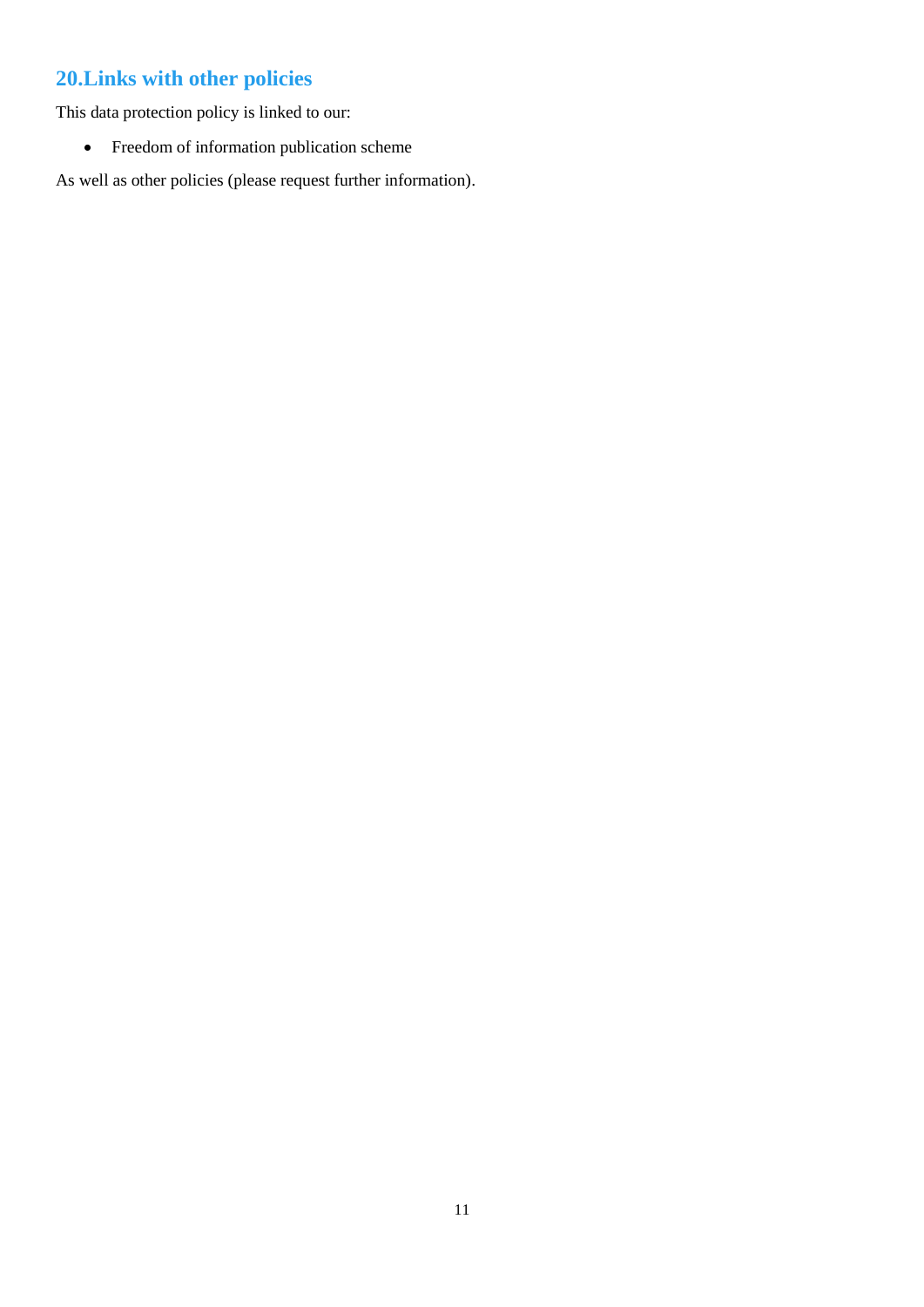## 20. Links with other policies

This data protection policy is linked to our:

- Freedom of information publication scheme

As well as other policies (please request further information).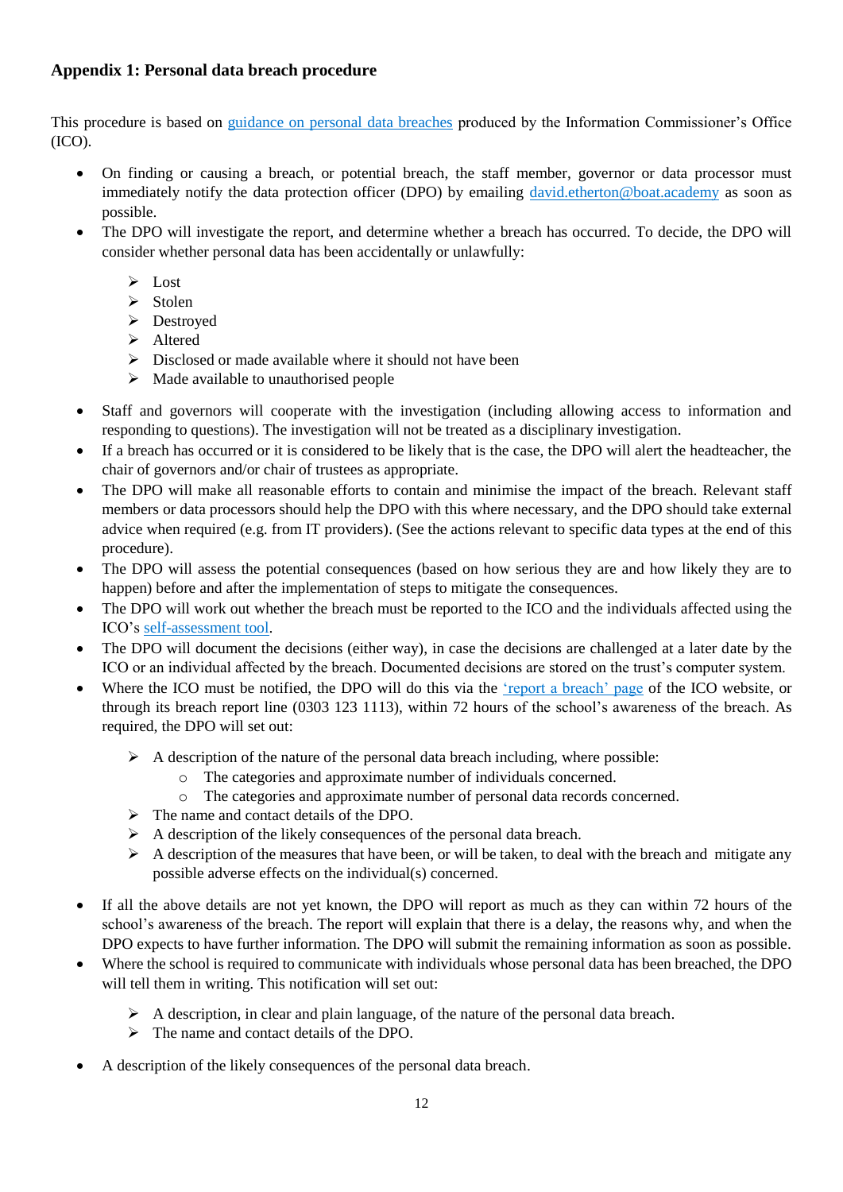### Appendix 1: Personal data breach procedure

This procedure is based on [guidance on personal data breaches](guidance on personal data breaches) produced by the Information Commissioner's Office (ICO).

- On finding or causing a breach, or potential breach, the staff member, governor or data processor must immediately notify the data protection officer (DPO) by emailing david.etherton@boat.academy as soon as possible.
- The DPO will investigate the report, and determine whether a breach has occurred. To decide, the DPO will consider whether personal data has been accidentally or unlawfully:
  - Lost
  - Stolen
  - Destroyed
  - Altered
  - Disclosed or made available where it should not have been
  - Made available to unauthorised people
- Staff and governors will cooperate with the investigation (including allowing access to information and responding to questions). The investigation will not be treated as a disciplinary investigation.
- If a breach has occurred or it is considered to be likely that is the case, the DPO will alert the headteacher, the chair of governors and/or chair of trustees as appropriate.
- The DPO will make all reasonable efforts to contain and minimise the impact of the breach. Relevant staff members or data processors should help the DPO with this where necessary, and the DPO should take external advice when required (e.g. from IT providers). (See the actions relevant to specific data types at the end of this procedure).
- The DPO will assess the potential consequences (based on how serious they are and how likely they are to happen) before and after the implementation of steps to mitigate the consequences.
- The DPO will work out whether the breach must be reported to the ICO and the individuals affected using the ICO's self-assessment tool.
- The DPO will document the decisions (either way), in case the decisions are challenged at a later date by the ICO or an individual affected by the breach. Documented decisions are stored on the trust's computer system.
- Where the ICO must be notified, the DPO will do this via the 'report a breach' page of the ICO website, or through its breach report line (0303 123 1113), within 72 hours of the school's awareness of the breach. As required, the DPO will set out:
  - A description of the nature of the personal data breach including, where possible:
    - The categories and approximate number of individuals concerned.
    - The categories and approximate number of personal data records concerned.
  - The name and contact details of the DPO.
  - A description of the likely consequences of the personal data breach.
  - A description of the measures that have been, or will be taken, to deal with the breach and mitigate any possible adverse effects on the individual(s) concerned.
- If all the above details are not yet known, the DPO will report as much as they can within 72 hours of the school's awareness of the breach. The report will explain that there is a delay, the reasons why, and when the DPO expects to have further information. The DPO will submit the remaining information as soon as possible.
- Where the school is required to communicate with individuals whose personal data has been breached, the DPO will tell them in writing. This notification will set out:
  - A description, in clear and plain language, of the nature of the personal data breach.
  - The name and contact details of the DPO.
- A description of the likely consequences of the personal data breach.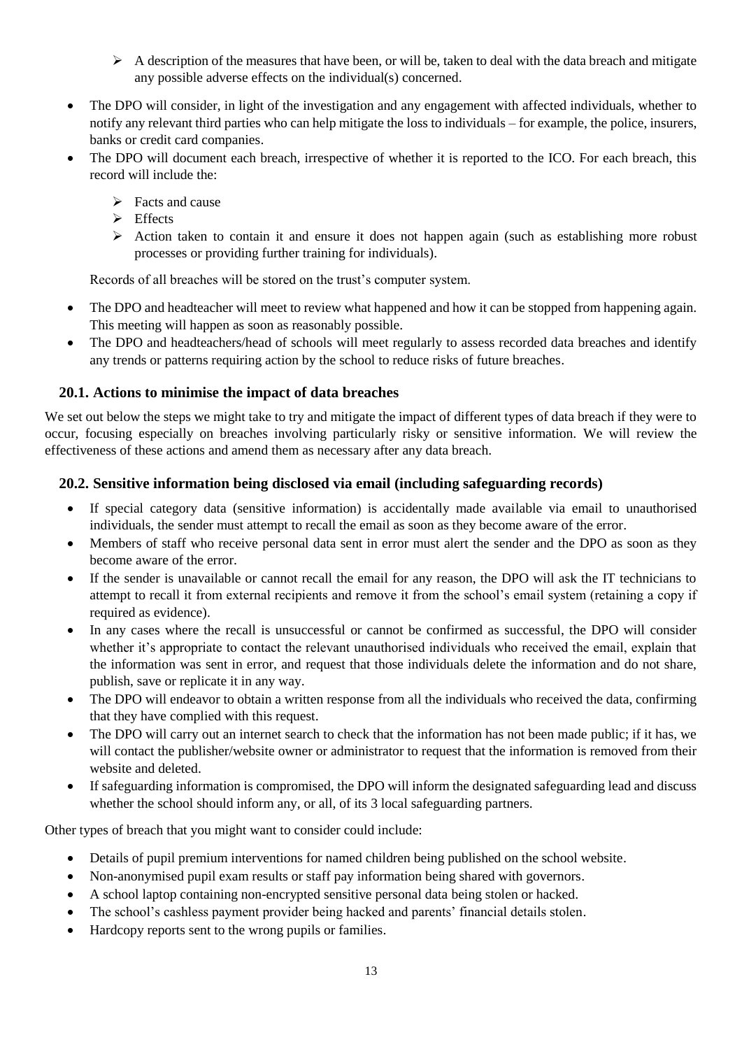- A description of the measures that have been, or will be, taken to deal with the data breach and mitigate any possible adverse effects on the individual(s) concerned.

- The DPO will consider, in light of the investigation and any engagement with affected individuals, whether to notify any relevant third parties who can help mitigate the loss to individuals – for example, the police, insurers, banks or credit card companies.
- The DPO will document each breach, irrespective of whether it is reported to the ICO. For each breach, this record will include the:
  - Facts and cause
  - Effects
  - Action taken to contain it and ensure it does not happen again (such as establishing more robust processes or providing further training for individuals).

  Records of all breaches will be stored on the trust's computer system.

- The DPO and headteacher will meet to review what happened and how it can be stopped from happening again. This meeting will happen as soon as reasonably possible.
- The DPO and headteachers/head of schools will meet regularly to assess recorded data breaches and identify any trends or patterns requiring action by the school to reduce risks of future breaches.

## 20.1. Actions to minimise the impact of data breaches

We set out below the steps we might take to try and mitigate the impact of different types of data breach if they were to occur, focusing especially on breaches involving particularly risky or sensitive information. We will review the effectiveness of these actions and amend them as necessary after any data breach.

## 20.2. Sensitive information being disclosed via email (including safeguarding records)

- If special category data (sensitive information) is accidentally made available via email to unauthorised individuals, the sender must attempt to recall the email as soon as they become aware of the error.
- Members of staff who receive personal data sent in error must alert the sender and the DPO as soon as they become aware of the error.
- If the sender is unavailable or cannot recall the email for any reason, the DPO will ask the IT technicians to attempt to recall it from external recipients and remove it from the school's email system (retaining a copy if required as evidence).
- In any cases where the recall is unsuccessful or cannot be confirmed as successful, the DPO will consider whether it's appropriate to contact the relevant unauthorised individuals who received the email, explain that the information was sent in error, and request that those individuals delete the information and do not share, publish, save or replicate it in any way.
- The DPO will endeavor to obtain a written response from all the individuals who received the data, confirming that they have complied with this request.
- The DPO will carry out an internet search to check that the information has not been made public; if it has, we will contact the publisher/website owner or administrator to request that the information is removed from their website and deleted.
- If safeguarding information is compromised, the DPO will inform the designated safeguarding lead and discuss whether the school should inform any, or all, of its 3 local safeguarding partners.

Other types of breach that you might want to consider could include:

- Details of pupil premium interventions for named children being published on the school website.
- Non-anonymised pupil exam results or staff pay information being shared with governors.
- A school laptop containing non-encrypted sensitive personal data being stolen or hacked.
- The school's cashless payment provider being hacked and parents' financial details stolen.
- Hardcopy reports sent to the wrong pupils or families.